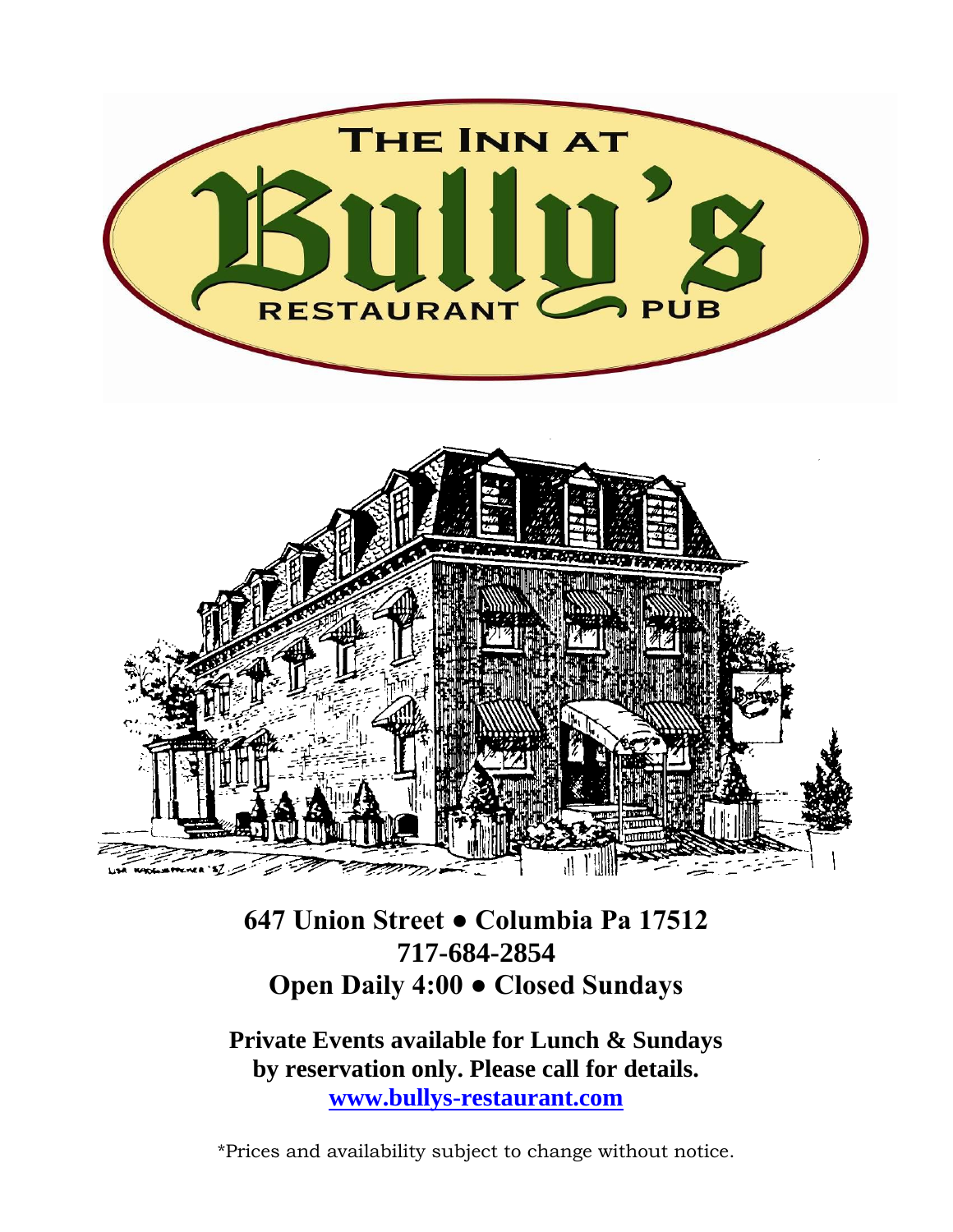# THE INN AT Bully's

RESTAURANT PUB

**647 Union Street ● Columbia Pa 17512**
**717-684-2854**
**Open Daily 4:00 ● Closed Sundays**

**Private Events available for Lunch & Sundays by reservation only. Please call for details.**
**www.bullys-restaurant.com**

*Prices and availability subject to change without notice.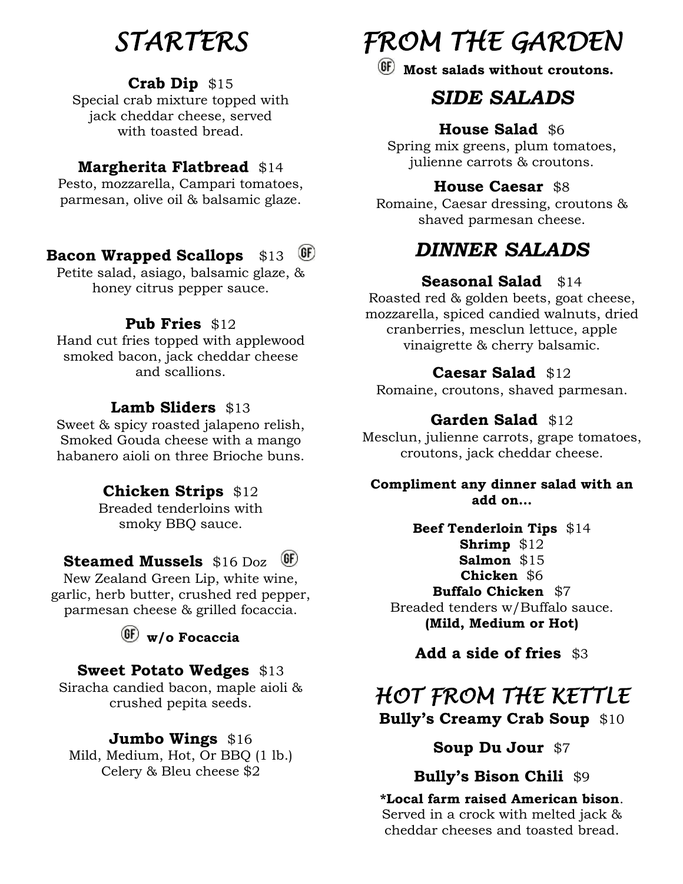# STARTERS

**Crab Dip** $15
Special crab mixture topped with jack cheddar cheese, served with toasted bread.

**Margherita Flatbread** $14
Pesto, mozzarella, Campari tomatoes, parmesan, olive oil & balsamic glaze.

**Bacon Wrapped Scallops** $13 (GF)
Petite salad, asiago, balsamic glaze, & honey citrus pepper sauce.

**Pub Fries** $12
Hand cut fries topped with applewood smoked bacon, jack cheddar cheese and scallions.

**Lamb Sliders** $13
Sweet & spicy roasted jalapeno relish, Smoked Gouda cheese with a mango habanero aioli on three Brioche buns.

**Chicken Strips** $12
Breaded tenderloins with smoky BBQ sauce.

**Steamed Mussels** $16 Doz (GF)
New Zealand Green Lip, white wine, garlic, herb butter, crushed red pepper, parmesan cheese & grilled focaccia.

(GF) **w/o Focaccia**

**Sweet Potato Wedges** $13
Siracha candied bacon, maple aioli & crushed pepita seeds.

**Jumbo Wings** $16
Mild, Medium, Hot, Or BBQ (1 lb.)
Celery & Bleu cheese $2

# FROM THE GARDEN

(GF) **Most salads without croutons.**

## SIDE SALADS

**House Salad** $6
Spring mix greens, plum tomatoes, julienne carrots & croutons.

**House Caesar** $8
Romaine, Caesar dressing, croutons & shaved parmesan cheese.

## DINNER SALADS

**Seasonal Salad** $14
Roasted red & golden beets, goat cheese, mozzarella, spiced candied walnuts, dried cranberries, mesclun lettuce, apple vinaigrette & cherry balsamic.

**Caesar Salad** $12
Romaine, croutons, shaved parmesan.

**Garden Salad** $12
Mesclun, julienne carrots, grape tomatoes, croutons, jack cheddar cheese.

**Compliment any dinner salad with an add on...**

**Beef Tenderloin Tips** $14
**Shrimp** $12
**Salmon** $15
**Chicken** $6
**Buffalo Chicken** $7
Breaded tenders w/Buffalo sauce.
**(Mild, Medium or Hot)**

**Add a side of fries** $3

# HOT FROM THE KETTLE

**Bully's Creamy Crab Soup** $10

**Soup Du Jour** $7

**Bully's Bison Chili** $9

***Local farm raised American bison**. Served in a crock with melted jack & cheddar cheeses and toasted bread.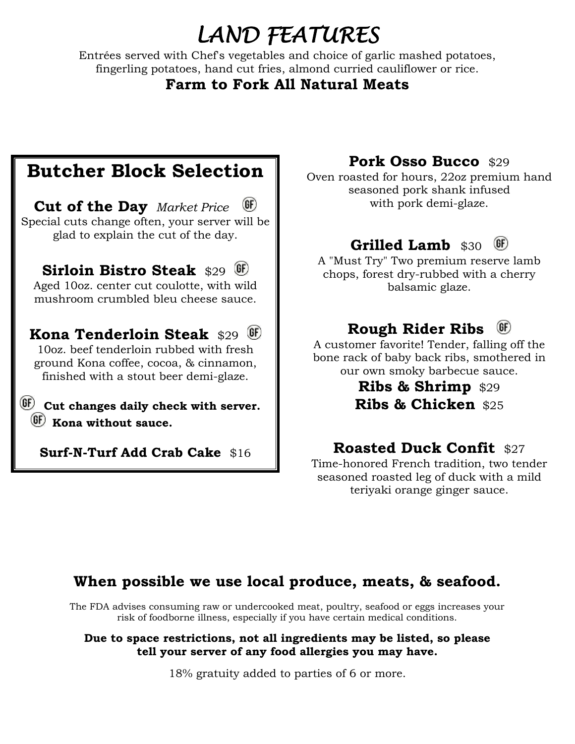# LAND FEATURES

Entrées served with Chef's vegetables and choice of garlic mashed potatoes, fingerling potatoes, hand cut fries, almond curried cauliflower or rice.

**Farm to Fork All Natural Meats**

## Butcher Block Selection

**Cut of the Day** *Market Price* (GF)
Special cuts change often, your server will be glad to explain the cut of the day.

**Sirloin Bistro Steak** $29 (GF)
Aged 10oz. center cut coulotte, with wild mushroom crumbled bleu cheese sauce.

**Kona Tenderloin Steak** $29 (GF)
10oz. beef tenderloin rubbed with fresh ground Kona coffee, cocoa, & cinnamon, finished with a stout beer demi-glaze.

(GF) **Cut changes daily check with server.**
(GF) **Kona without sauce.**

**Surf-N-Turf Add Crab Cake** $16

**Pork Osso Bucco** $29
Oven roasted for hours, 22oz premium hand seasoned pork shank infused with pork demi-glaze.

**Grilled Lamb** $30 (GF)
A "Must Try" Two premium reserve lamb chops, forest dry-rubbed with a cherry balsamic glaze.

**Rough Rider Ribs** (GF)
A customer favorite! Tender, falling off the bone rack of baby back ribs, smothered in our own smoky barbecue sauce.

**Ribs & Shrimp** $29
**Ribs & Chicken** $25

**Roasted Duck Confit** $27
Time-honored French tradition, two tender seasoned roasted leg of duck with a mild teriyaki orange ginger sauce.

**When possible we use local produce, meats, & seafood.**

The FDA advises consuming raw or undercooked meat, poultry, seafood or eggs increases your risk of foodborne illness, especially if you have certain medical conditions.

**Due to space restrictions, not all ingredients may be listed, so please tell your server of any food allergies you may have.**

18% gratuity added to parties of 6 or more.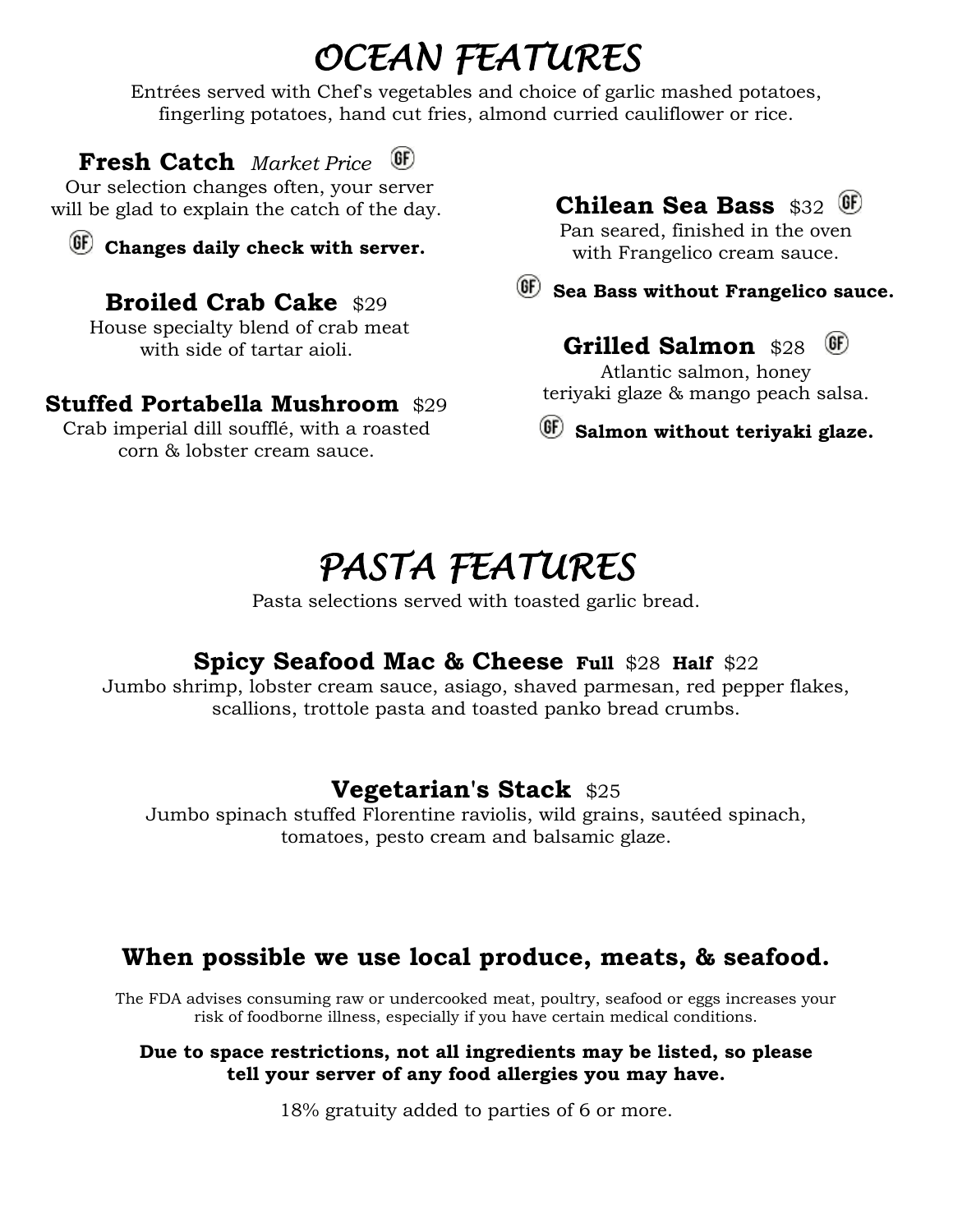# OCEAN FEATURES

Entrées served with Chef's vegetables and choice of garlic mashed potatoes, fingerling potatoes, hand cut fries, almond curried cauliflower or rice.

### Fresh Catch *Market Price* (GF)

Our selection changes often, your server will be glad to explain the catch of the day.

(GF) **Changes daily check with server.**

### Broiled Crab Cake $29

House specialty blend of crab meat with side of tartar aioli.

### Stuffed Portabella Mushroom $29

Crab imperial dill soufflé, with a roasted corn & lobster cream sauce.

### Chilean Sea Bass $32 (GF)

Pan seared, finished in the oven with Frangelico cream sauce.

(GF) **Sea Bass without Frangelico sauce.**

### Grilled Salmon $28 (GF)

Atlantic salmon, honey teriyaki glaze & mango peach salsa.

(GF) **Salmon without teriyaki glaze.**

# PASTA FEATURES

Pasta selections served with toasted garlic bread.

### Spicy Seafood Mac & Cheese **Full** $28 **Half** $22

Jumbo shrimp, lobster cream sauce, asiago, shaved parmesan, red pepper flakes, scallions, trottole pasta and toasted panko bread crumbs.

### Vegetarian's Stack $25

Jumbo spinach stuffed Florentine raviolis, wild grains, sautéed spinach, tomatoes, pesto cream and balsamic glaze.

## When possible we use local produce, meats, & seafood.

The FDA advises consuming raw or undercooked meat, poultry, seafood or eggs increases your risk of foodborne illness, especially if you have certain medical conditions.

**Due to space restrictions, not all ingredients may be listed, so please tell your server of any food allergies you may have.**

18% gratuity added to parties of 6 or more.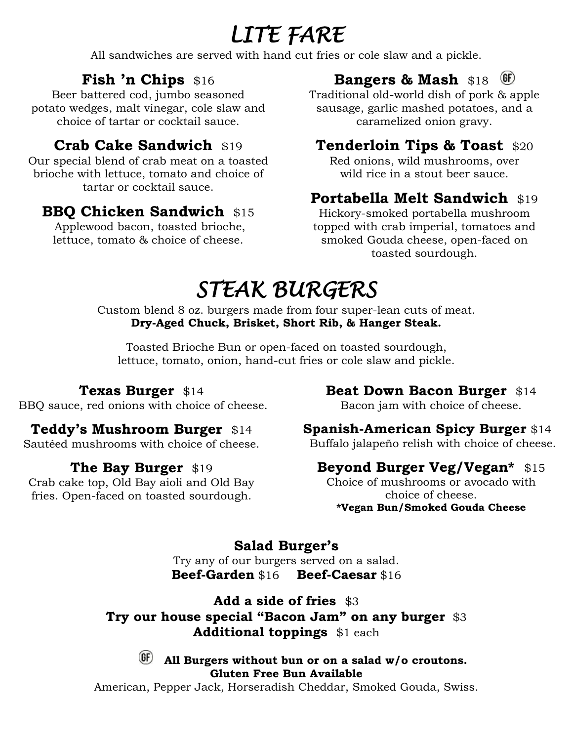# LITE FARE

All sandwiches are served with hand cut fries or cole slaw and a pickle.

### Fish 'n Chips $16

Beer battered cod, jumbo seasoned potato wedges, malt vinegar, cole slaw and choice of tartar or cocktail sauce.

### Crab Cake Sandwich $19

Our special blend of crab meat on a toasted brioche with lettuce, tomato and choice of tartar or cocktail sauce.

### BBQ Chicken Sandwich $15

Applewood bacon, toasted brioche, lettuce, tomato & choice of cheese.

### Bangers & Mash $18 (GF)

Traditional old-world dish of pork & apple sausage, garlic mashed potatoes, and a caramelized onion gravy.

### Tenderloin Tips & Toast $20

Red onions, wild mushrooms, over wild rice in a stout beer sauce.

### Portabella Melt Sandwich $19

Hickory-smoked portabella mushroom topped with crab imperial, tomatoes and smoked Gouda cheese, open-faced on toasted sourdough.

# STEAK BURGERS

Custom blend 8 oz. burgers made from four super-lean cuts of meat.
**Dry-Aged Chuck, Brisket, Short Rib, & Hanger Steak.**

Toasted Brioche Bun or open-faced on toasted sourdough, lettuce, tomato, onion, hand-cut fries or cole slaw and pickle.

### Texas Burger $14

BBQ sauce, red onions with choice of cheese.

### Teddy's Mushroom Burger $14

Sautéed mushrooms with choice of cheese.

### The Bay Burger $19

Crab cake top, Old Bay aioli and Old Bay fries. Open-faced on toasted sourdough.

### Beat Down Bacon Burger $14

Bacon jam with choice of cheese.

### Spanish-American Spicy Burger $14

Buffalo jalapeño relish with choice of cheese.

### Beyond Burger Veg/Vegan* $15

Choice of mushrooms or avocado with choice of cheese.
***Vegan Bun/Smoked Gouda Cheese**

### Salad Burger's

Try any of our burgers served on a salad.
**Beef-Garden** $16 **Beef-Caesar** $16

**Add a side of fries** $3
**Try our house special "Bacon Jam" on any burger** $3
**Additional toppings** $1 each

(GF) **All Burgers without bun or on a salad w/o croutons.**
**Gluten Free Bun Available**
American, Pepper Jack, Horseradish Cheddar, Smoked Gouda, Swiss.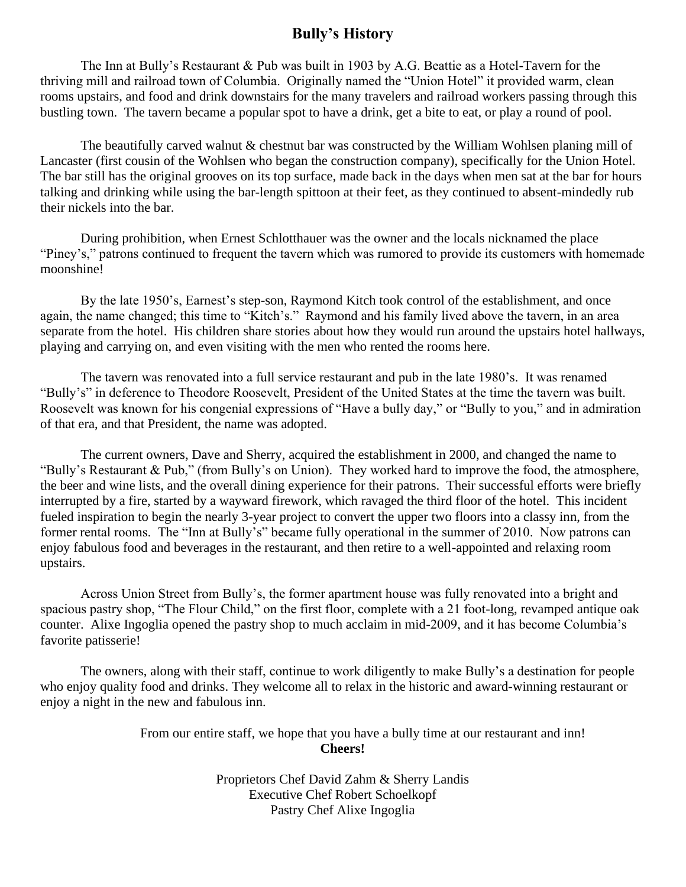# Bully's History

The Inn at Bully's Restaurant & Pub was built in 1903 by A.G. Beattie as a Hotel-Tavern for the thriving mill and railroad town of Columbia. Originally named the "Union Hotel" it provided warm, clean rooms upstairs, and food and drink downstairs for the many travelers and railroad workers passing through this bustling town. The tavern became a popular spot to have a drink, get a bite to eat, or play a round of pool.

The beautifully carved walnut & chestnut bar was constructed by the William Wohlsen planing mill of Lancaster (first cousin of the Wohlsen who began the construction company), specifically for the Union Hotel. The bar still has the original grooves on its top surface, made back in the days when men sat at the bar for hours talking and drinking while using the bar-length spittoon at their feet, as they continued to absent-mindedly rub their nickels into the bar.

During prohibition, when Ernest Schlotthauer was the owner and the locals nicknamed the place "Piney's," patrons continued to frequent the tavern which was rumored to provide its customers with homemade moonshine!

By the late 1950's, Earnest's step-son, Raymond Kitch took control of the establishment, and once again, the name changed; this time to "Kitch's." Raymond and his family lived above the tavern, in an area separate from the hotel. His children share stories about how they would run around the upstairs hotel hallways, playing and carrying on, and even visiting with the men who rented the rooms here.

The tavern was renovated into a full service restaurant and pub in the late 1980's. It was renamed "Bully's" in deference to Theodore Roosevelt, President of the United States at the time the tavern was built. Roosevelt was known for his congenial expressions of "Have a bully day," or "Bully to you," and in admiration of that era, and that President, the name was adopted.

The current owners, Dave and Sherry, acquired the establishment in 2000, and changed the name to "Bully's Restaurant & Pub," (from Bully's on Union). They worked hard to improve the food, the atmosphere, the beer and wine lists, and the overall dining experience for their patrons. Their successful efforts were briefly interrupted by a fire, started by a wayward firework, which ravaged the third floor of the hotel. This incident fueled inspiration to begin the nearly 3-year project to convert the upper two floors into a classy inn, from the former rental rooms. The "Inn at Bully's" became fully operational in the summer of 2010. Now patrons can enjoy fabulous food and beverages in the restaurant, and then retire to a well-appointed and relaxing room upstairs.

Across Union Street from Bully's, the former apartment house was fully renovated into a bright and spacious pastry shop, "The Flour Child," on the first floor, complete with a 21 foot-long, revamped antique oak counter. Alixe Ingoglia opened the pastry shop to much acclaim in mid-2009, and it has become Columbia's favorite patisserie!

The owners, along with their staff, continue to work diligently to make Bully's a destination for people who enjoy quality food and drinks. They welcome all to relax in the historic and award-winning restaurant or enjoy a night in the new and fabulous inn.

From our entire staff, we hope that you have a bully time at our restaurant and inn!
**Cheers!**

Proprietors Chef David Zahm & Sherry Landis
Executive Chef Robert Schoelkopf
Pastry Chef Alixe Ingoglia